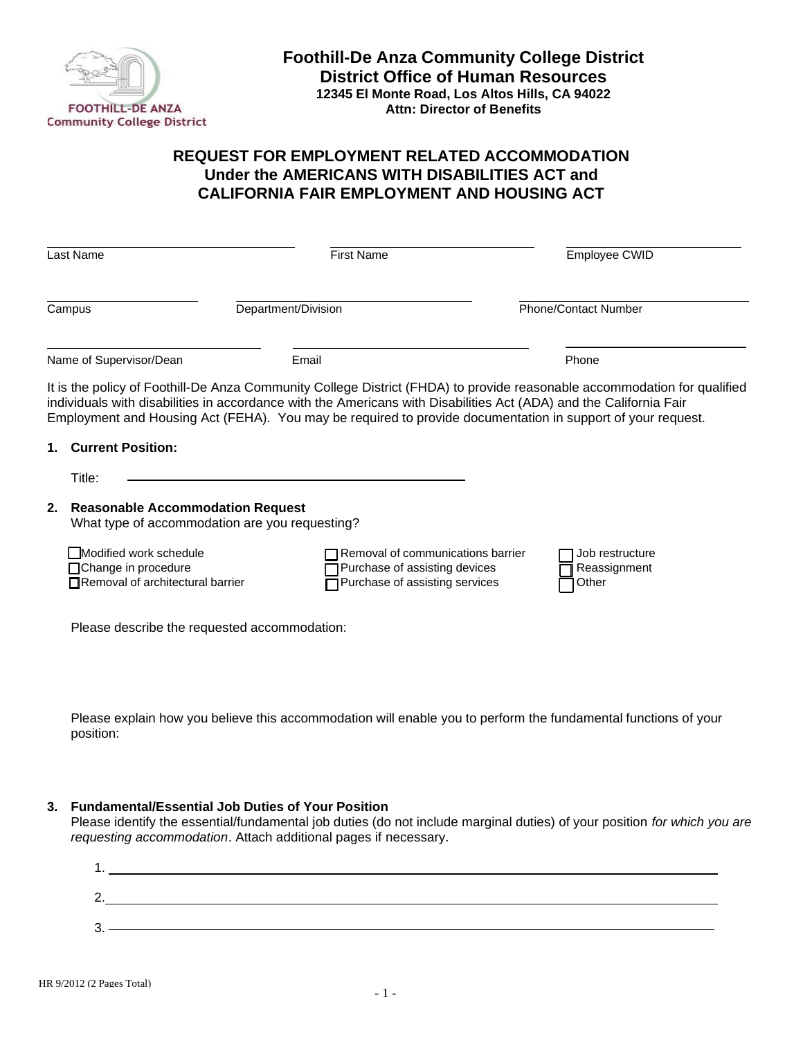**Foothill-De Anza Community College District**
**District Office of Human Resources**
**12345 El Monte Road, Los Altos Hills, CA 94022**
**Attn: Director of Benefits**

# REQUEST FOR EMPLOYMENT RELATED ACCOMMODATION Under the AMERICANS WITH DISABILITIES ACT and CALIFORNIA FAIR EMPLOYMENT AND HOUSING ACT

| Last Name | First Name | Employee CWID |
|---|---|---|
| | | |

| Campus | Department/Division | Phone/Contact Number |
|---|---|---|
| | | |

| Name of Supervisor/Dean | Email | Phone |
|---|---|---|
| | | |

It is the policy of Foothill-De Anza Community College District (FHDA) to provide reasonable accommodation for qualified individuals with disabilities in accordance with the Americans with Disabilities Act (ADA) and the California Fair Employment and Housing Act (FEHA). You may be required to provide documentation in support of your request.

**1. Current Position:**

Title: ______________________________

**2. Reasonable Accommodation Request**
What type of accommodation are you requesting?

- ☐ Modified work schedule
- ☐ Change in procedure
- ☐ Removal of architectural barrier
- ☐ Removal of communications barrier
- ☐ Purchase of assisting devices
- ☐ Purchase of assisting services
- ☐ Job restructure
- ☐ Reassignment
- ☐ Other

Please describe the requested accommodation:

Please explain how you believe this accommodation will enable you to perform the fundamental functions of your position:

**3. Fundamental/Essential Job Duties of Your Position**
Please identify the essential/fundamental job duties (do not include marginal duties) of your position *for which you are requesting accommodation*. Attach additional pages if necessary.

1. ______________________________
2. ______________________________
3. ______________________________

HR 9/2012 (2 Pages Total)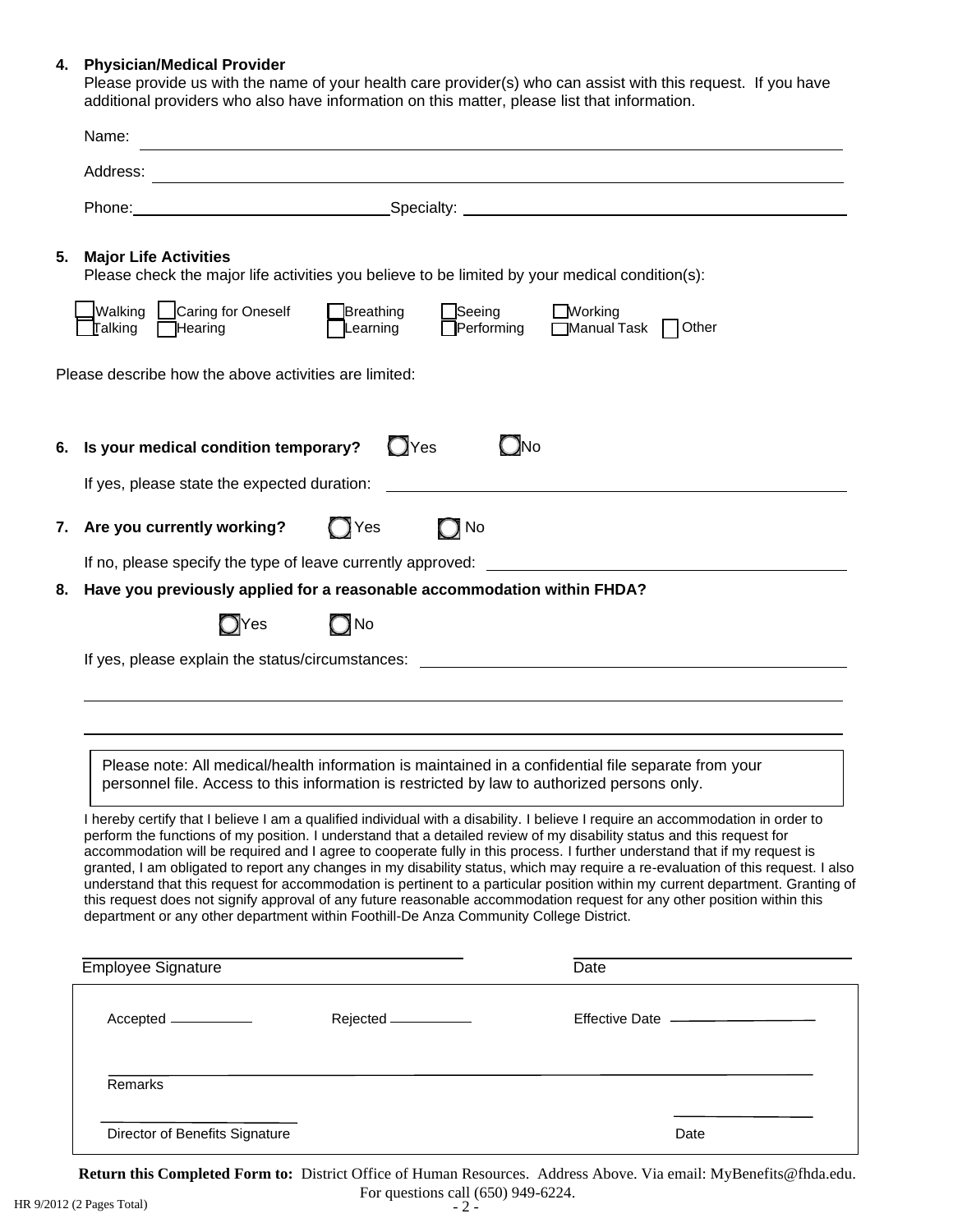**4. Physician/Medical Provider**

Please provide us with the name of your health care provider(s) who can assist with this request. If you have additional providers who also have information on this matter, please list that information.

Name: ______________________________

Address: ______________________________

Phone: ______________________________ Specialty: ______________________________

**5. Major Life Activities**

Please check the major life activities you believe to be limited by your medical condition(s):

☐ Walking ☐ Caring for Oneself ☐ Breathing ☐ Seeing ☐ Working
☐ Talking ☐ Hearing ☐ Learning ☐ Performing ☐ Manual Task ☐ Other

Please describe how the above activities are limited:

**6. Is your medical condition temporary?** ◯ Yes ◯ No

If yes, please state the expected duration: ______________________________

**7. Are you currently working?** ◯ Yes ◯ No

If no, please specify the type of leave currently approved: ______________________________

**8. Have you previously applied for a reasonable accommodation within FHDA?**

◯ Yes ◯ No

If yes, please explain the status/circumstances: ______________________________

Please note: All medical/health information is maintained in a confidential file separate from your personnel file. Access to this information is restricted by law to authorized persons only.

I hereby certify that I believe I am a qualified individual with a disability. I believe I require an accommodation in order to perform the functions of my position. I understand that a detailed review of my disability status and this request for accommodation will be required and I agree to cooperate fully in this process. I further understand that if my request is granted, I am obligated to report any changes in my disability status, which may require a re-evaluation of this request. I also understand that this request for accommodation is pertinent to a particular position within my current department. Granting of this request does not signify approval of any future reasonable accommodation request for any other position within this department or any other department within Foothill-De Anza Community College District.

______________________________ Employee Signature ______________________________ Date

Accepted __________ Rejected __________ Effective Date __________

______________________________
Remarks

______________________________ Director of Benefits Signature ______________________________ Date

**Return this Completed Form to:** District Office of Human Resources. Address Above. Via email: MyBenefits@fhda.edu. For questions call (650) 949-6224.

HR 9/2012 (2 Pages Total)